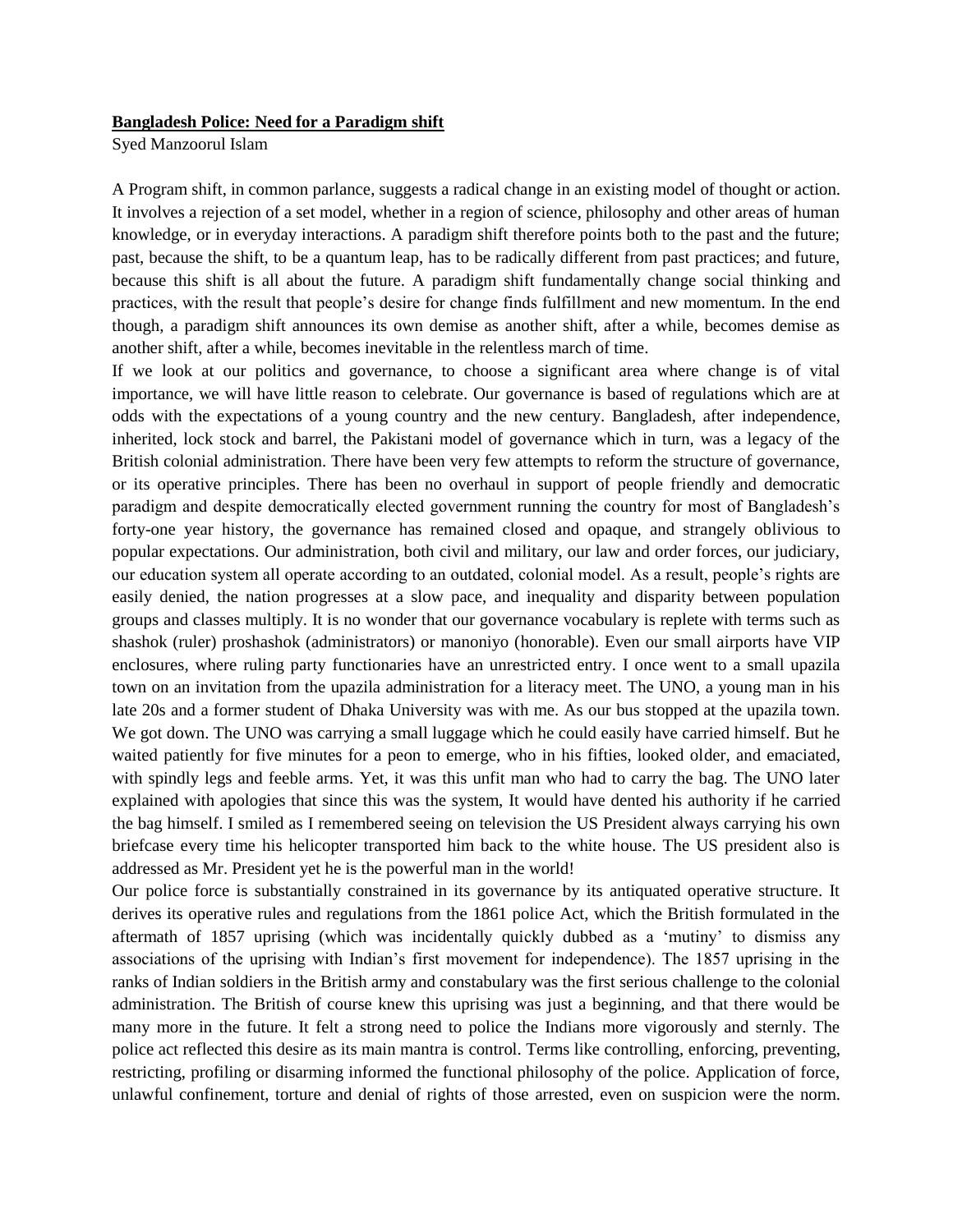**Bangladesh Police: Need for a Paradigm shift**

Syed Manzoorul Islam

A Program shift, in common parlance, suggests a radical change in an existing model of thought or action. It involves a rejection of a set model, whether in a region of science, philosophy and other areas of human knowledge, or in everyday interactions. A paradigm shift therefore points both to the past and the future; past, because the shift, to be a quantum leap, has to be radically different from past practices; and future, because this shift is all about the future. A paradigm shift fundamentally change social thinking and practices, with the result that people's desire for change finds fulfillment and new momentum. In the end though, a paradigm shift announces its own demise as another shift, after a while, becomes demise as another shift, after a while, becomes inevitable in the relentless march of time.

If we look at our politics and governance, to choose a significant area where change is of vital importance, we will have little reason to celebrate. Our governance is based of regulations which are at odds with the expectations of a young country and the new century. Bangladesh, after independence, inherited, lock stock and barrel, the Pakistani model of governance which in turn, was a legacy of the British colonial administration. There have been very few attempts to reform the structure of governance, or its operative principles. There has been no overhaul in support of people friendly and democratic paradigm and despite democratically elected government running the country for most of Bangladesh's forty-one year history, the governance has remained closed and opaque, and strangely oblivious to popular expectations. Our administration, both civil and military, our law and order forces, our judiciary, our education system all operate according to an outdated, colonial model. As a result, people's rights are easily denied, the nation progresses at a slow pace, and inequality and disparity between population groups and classes multiply. It is no wonder that our governance vocabulary is replete with terms such as shashok (ruler) proshashok (administrators) or manoniyo (honorable). Even our small airports have VIP enclosures, where ruling party functionaries have an unrestricted entry. I once went to a small upazila town on an invitation from the upazila administration for a literacy meet. The UNO, a young man in his late 20s and a former student of Dhaka University was with me. As our bus stopped at the upazila town. We got down. The UNO was carrying a small luggage which he could easily have carried himself. But he waited patiently for five minutes for a peon to emerge, who in his fifties, looked older, and emaciated, with spindly legs and feeble arms. Yet, it was this unfit man who had to carry the bag. The UNO later explained with apologies that since this was the system, It would have dented his authority if he carried the bag himself. I smiled as I remembered seeing on television the US President always carrying his own briefcase every time his helicopter transported him back to the white house. The US president also is addressed as Mr. President yet he is the powerful man in the world!

Our police force is substantially constrained in its governance by its antiquated operative structure. It derives its operative rules and regulations from the 1861 police Act, which the British formulated in the aftermath of 1857 uprising (which was incidentally quickly dubbed as a 'mutiny' to dismiss any associations of the uprising with Indian's first movement for independence). The 1857 uprising in the ranks of Indian soldiers in the British army and constabulary was the first serious challenge to the colonial administration. The British of course knew this uprising was just a beginning, and that there would be many more in the future. It felt a strong need to police the Indians more vigorously and sternly. The police act reflected this desire as its main mantra is control. Terms like controlling, enforcing, preventing, restricting, profiling or disarming informed the functional philosophy of the police. Application of force, unlawful confinement, torture and denial of rights of those arrested, even on suspicion were the norm.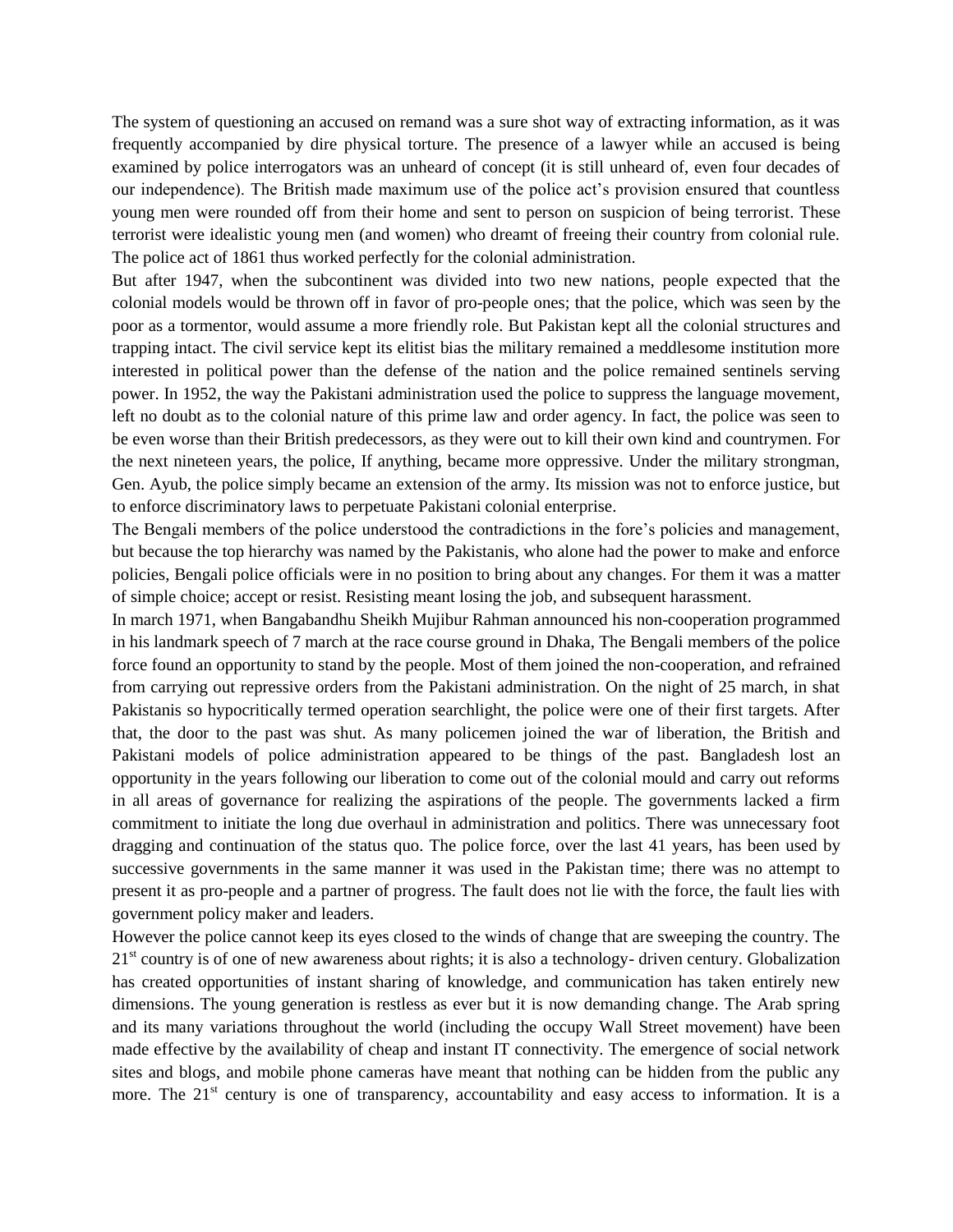The system of questioning an accused on remand was a sure shot way of extracting information, as it was frequently accompanied by dire physical torture. The presence of a lawyer while an accused is being examined by police interrogators was an unheard of concept (it is still unheard of, even four decades of our independence). The British made maximum use of the police act's provision ensured that countless young men were rounded off from their home and sent to person on suspicion of being terrorist. These terrorist were idealistic young men (and women) who dreamt of freeing their country from colonial rule. The police act of 1861 thus worked perfectly for the colonial administration.

But after 1947, when the subcontinent was divided into two new nations, people expected that the colonial models would be thrown off in favor of pro-people ones; that the police, which was seen by the poor as a tormentor, would assume a more friendly role. But Pakistan kept all the colonial structures and trapping intact. The civil service kept its elitist bias the military remained a meddlesome institution more interested in political power than the defense of the nation and the police remained sentinels serving power. In 1952, the way the Pakistani administration used the police to suppress the language movement, left no doubt as to the colonial nature of this prime law and order agency. In fact, the police was seen to be even worse than their British predecessors, as they were out to kill their own kind and countrymen. For the next nineteen years, the police, If anything, became more oppressive. Under the military strongman, Gen. Ayub, the police simply became an extension of the army. Its mission was not to enforce justice, but to enforce discriminatory laws to perpetuate Pakistani colonial enterprise.

The Bengali members of the police understood the contradictions in the fore's policies and management, but because the top hierarchy was named by the Pakistanis, who alone had the power to make and enforce policies, Bengali police officials were in no position to bring about any changes. For them it was a matter of simple choice; accept or resist. Resisting meant losing the job, and subsequent harassment.

In march 1971, when Bangabandhu Sheikh Mujibur Rahman announced his non-cooperation programmed in his landmark speech of 7 march at the race course ground in Dhaka, The Bengali members of the police force found an opportunity to stand by the people. Most of them joined the non-cooperation, and refrained from carrying out repressive orders from the Pakistani administration. On the night of 25 march, in shat Pakistanis so hypocritically termed operation searchlight, the police were one of their first targets. After that, the door to the past was shut. As many policemen joined the war of liberation, the British and Pakistani models of police administration appeared to be things of the past. Bangladesh lost an opportunity in the years following our liberation to come out of the colonial mould and carry out reforms in all areas of governance for realizing the aspirations of the people. The governments lacked a firm commitment to initiate the long due overhaul in administration and politics. There was unnecessary foot dragging and continuation of the status quo. The police force, over the last 41 years, has been used by successive governments in the same manner it was used in the Pakistan time; there was no attempt to present it as pro-people and a partner of progress. The fault does not lie with the force, the fault lies with government policy maker and leaders.

However the police cannot keep its eyes closed to the winds of change that are sweeping the country. The 21st country is of one of new awareness about rights; it is also a technology- driven century. Globalization has created opportunities of instant sharing of knowledge, and communication has taken entirely new dimensions. The young generation is restless as ever but it is now demanding change. The Arab spring and its many variations throughout the world (including the occupy Wall Street movement) have been made effective by the availability of cheap and instant IT connectivity. The emergence of social network sites and blogs, and mobile phone cameras have meant that nothing can be hidden from the public any more. The 21st century is one of transparency, accountability and easy access to information. It is a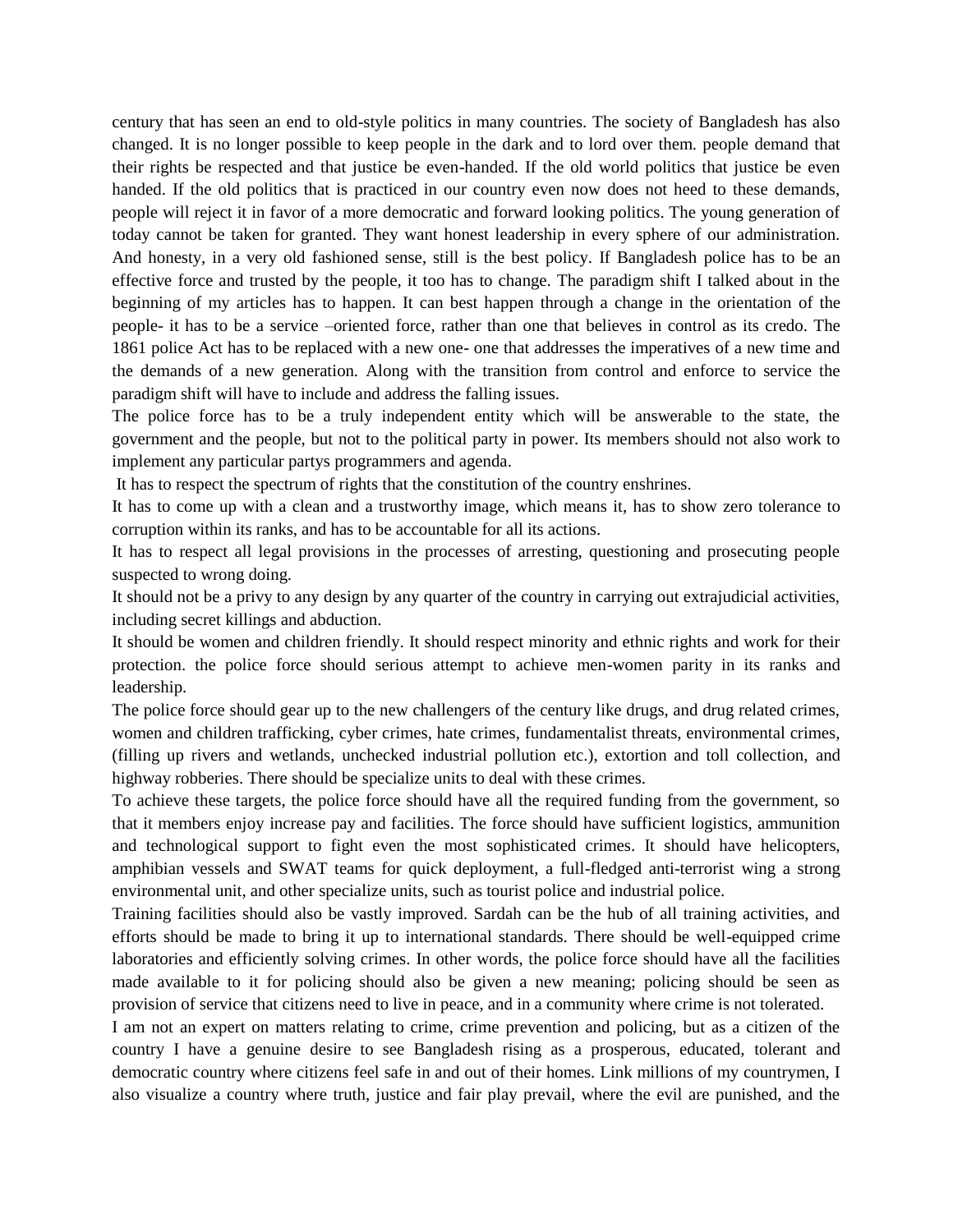century that has seen an end to old-style politics in many countries. The society of Bangladesh has also changed. It is no longer possible to keep people in the dark and to lord over them. people demand that their rights be respected and that justice be even-handed. If the old world politics that justice be even handed. If the old politics that is practiced in our country even now does not heed to these demands, people will reject it in favor of a more democratic and forward looking politics. The young generation of today cannot be taken for granted. They want honest leadership in every sphere of our administration. And honesty, in a very old fashioned sense, still is the best policy. If Bangladesh police has to be an effective force and trusted by the people, it too has to change. The paradigm shift I talked about in the beginning of my articles has to happen. It can best happen through a change in the orientation of the people- it has to be a service –oriented force, rather than one that believes in control as its credo. The 1861 police Act has to be replaced with a new one- one that addresses the imperatives of a new time and the demands of a new generation. Along with the transition from control and enforce to service the paradigm shift will have to include and address the falling issues.

The police force has to be a truly independent entity which will be answerable to the state, the government and the people, but not to the political party in power. Its members should not also work to implement any particular partys programmers and agenda.

It has to respect the spectrum of rights that the constitution of the country enshrines.

It has to come up with a clean and a trustworthy image, which means it, has to show zero tolerance to corruption within its ranks, and has to be accountable for all its actions.

It has to respect all legal provisions in the processes of arresting, questioning and prosecuting people suspected to wrong doing.

It should not be a privy to any design by any quarter of the country in carrying out extrajudicial activities, including secret killings and abduction.

It should be women and children friendly. It should respect minority and ethnic rights and work for their protection. the police force should serious attempt to achieve men-women parity in its ranks and leadership.

The police force should gear up to the new challengers of the century like drugs, and drug related crimes, women and children trafficking, cyber crimes, hate crimes, fundamentalist threats, environmental crimes, (filling up rivers and wetlands, unchecked industrial pollution etc.), extortion and toll collection, and highway robberies. There should be specialize units to deal with these crimes.

To achieve these targets, the police force should have all the required funding from the government, so that it members enjoy increase pay and facilities. The force should have sufficient logistics, ammunition and technological support to fight even the most sophisticated crimes. It should have helicopters, amphibian vessels and SWAT teams for quick deployment, a full-fledged anti-terrorist wing a strong environmental unit, and other specialize units, such as tourist police and industrial police.

Training facilities should also be vastly improved. Sardah can be the hub of all training activities, and efforts should be made to bring it up to international standards. There should be well-equipped crime laboratories and efficiently solving crimes. In other words, the police force should have all the facilities made available to it for policing should also be given a new meaning; policing should be seen as provision of service that citizens need to live in peace, and in a community where crime is not tolerated.

I am not an expert on matters relating to crime, crime prevention and policing, but as a citizen of the country I have a genuine desire to see Bangladesh rising as a prosperous, educated, tolerant and democratic country where citizens feel safe in and out of their homes. Link millions of my countrymen, I also visualize a country where truth, justice and fair play prevail, where the evil are punished, and the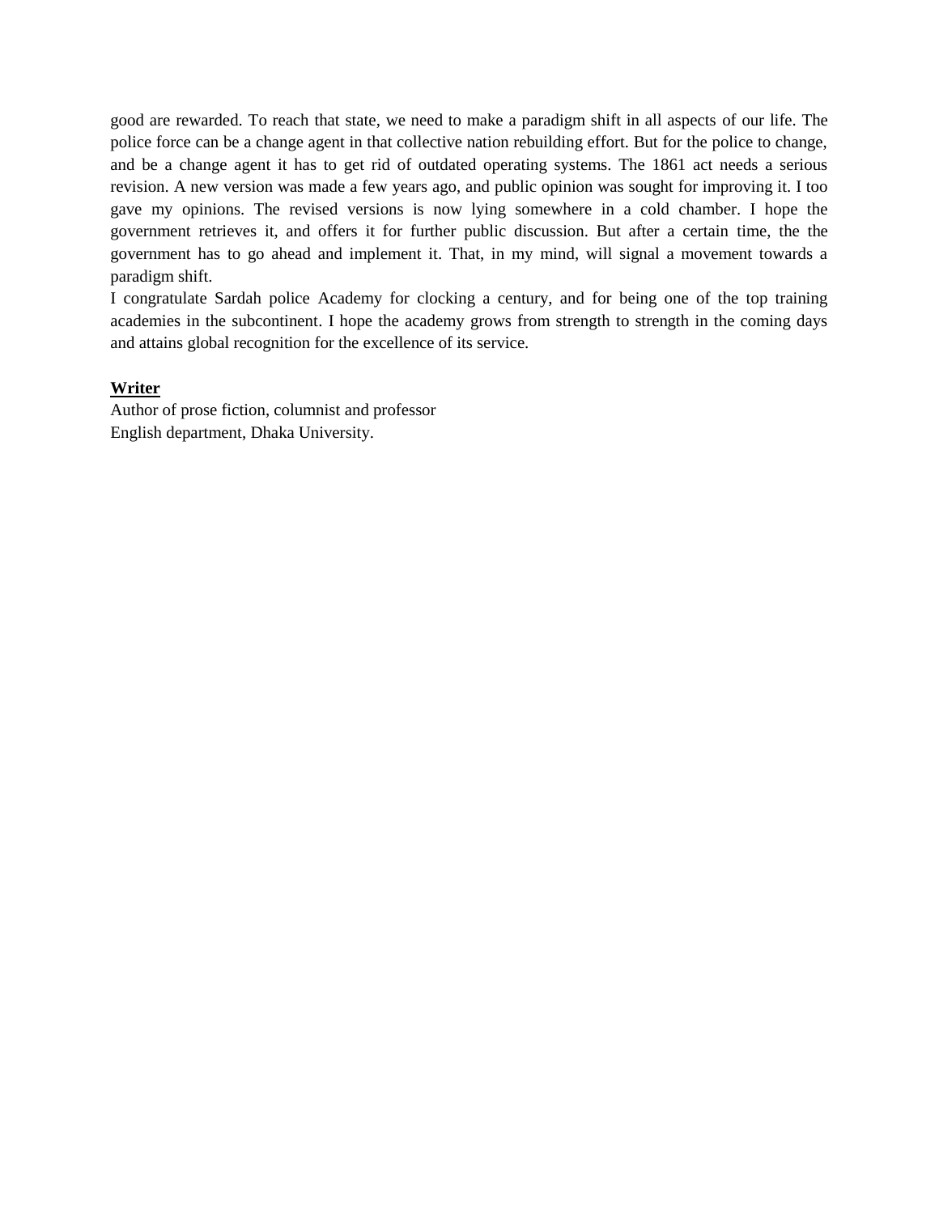good are rewarded. To reach that state, we need to make a paradigm shift in all aspects of our life. The police force can be a change agent in that collective nation rebuilding effort. But for the police to change, and be a change agent it has to get rid of outdated operating systems. The 1861 act needs a serious revision. A new version was made a few years ago, and public opinion was sought for improving it. I too gave my opinions. The revised versions is now lying somewhere in a cold chamber. I hope the government retrieves it, and offers it for further public discussion. But after a certain time, the the government has to go ahead and implement it. That, in my mind, will signal a movement towards a paradigm shift.

I congratulate Sardah police Academy for clocking a century, and for being one of the top training academies in the subcontinent. I hope the academy grows from strength to strength in the coming days and attains global recognition for the excellence of its service.

**Writer**

Author of prose fiction, columnist and professor
English department, Dhaka University.